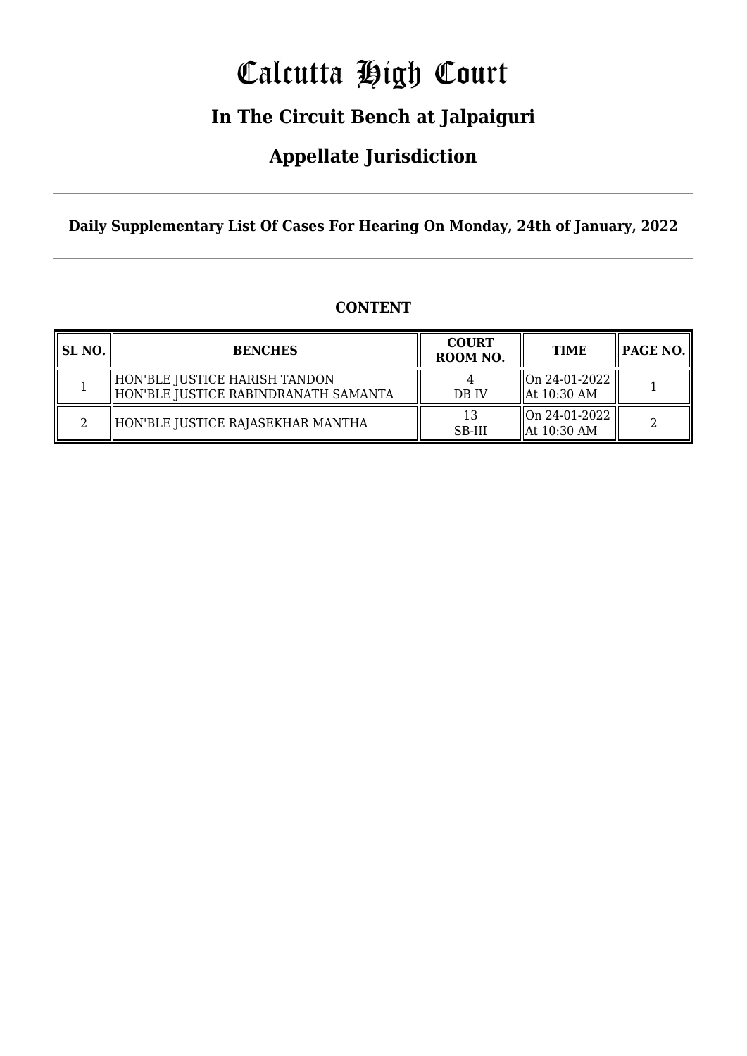# Calcutta High Court

## In The Circuit Bench at Jalpaiguri

## Appellate Jurisdiction

**Daily Supplementary List Of Cases For Hearing On Monday, 24th of January, 2022**

**CONTENT**

| SL NO. | BENCHES | COURT ROOM NO. | TIME | PAGE NO. |
|---|---|---|---|---|
| 1 | HON'BLE JUSTICE HARISH TANDON<br>HON'BLE JUSTICE RABINDRANATH SAMANTA | 4<br>DB IV | On 24-01-2022<br>At 10:30 AM | 1 |
| 2 | HON'BLE JUSTICE RAJASEKHAR MANTHA | 13<br>SB-III | On 24-01-2022<br>At 10:30 AM | 2 |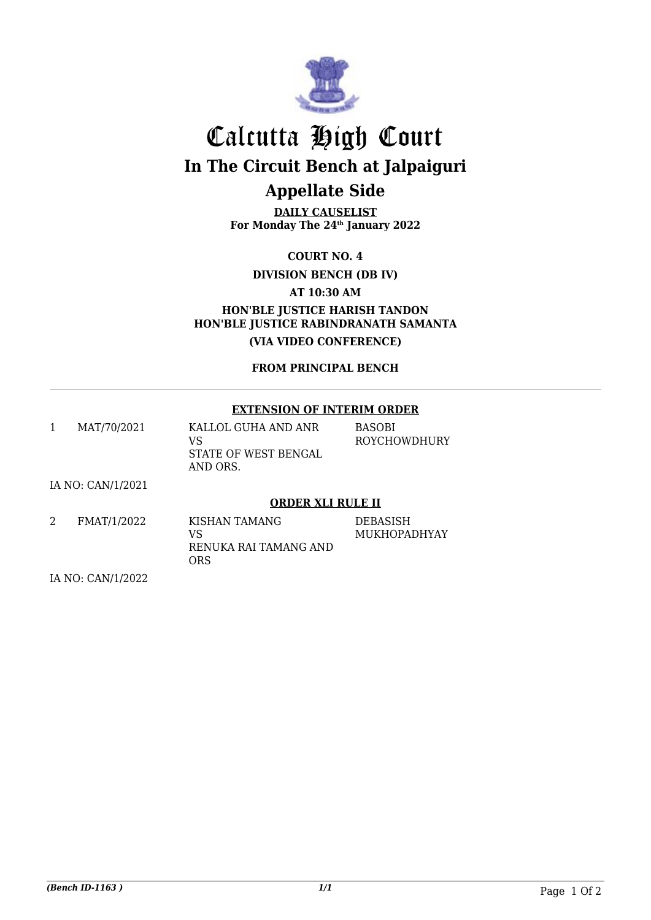# Calcutta High Court

## In The Circuit Bench at Jalpaiguri

## Appellate Side

**DAILY CAUSELIST**
**For Monday The 24th January 2022**

**COURT NO. 4**

**DIVISION BENCH (DB IV)**

**AT 10:30 AM**

**HON'BLE JUSTICE HARISH TANDON**
**HON'BLE JUSTICE RABINDRANATH SAMANTA**

**(VIA VIDEO CONFERENCE)**

**FROM PRINCIPAL BENCH**

---

**EXTENSION OF INTERIM ORDER**

| | | | |
|---|---|---|---|
| 1 | MAT/70/2021 | KALLOL GUHA AND ANR VS STATE OF WEST BENGAL AND ORS. | BASOBI ROYCHOWDHURY |

IA NO: CAN/1/2021

**ORDER XLI RULE II**

| | | | |
|---|---|---|---|
| 2 | FMAT/1/2022 | KISHAN TAMANG VS RENUKA RAI TAMANG AND ORS | DEBASISH MUKHOPADHYAY |

IA NO: CAN/1/2022

*(Bench ID-1163 )* *1/1*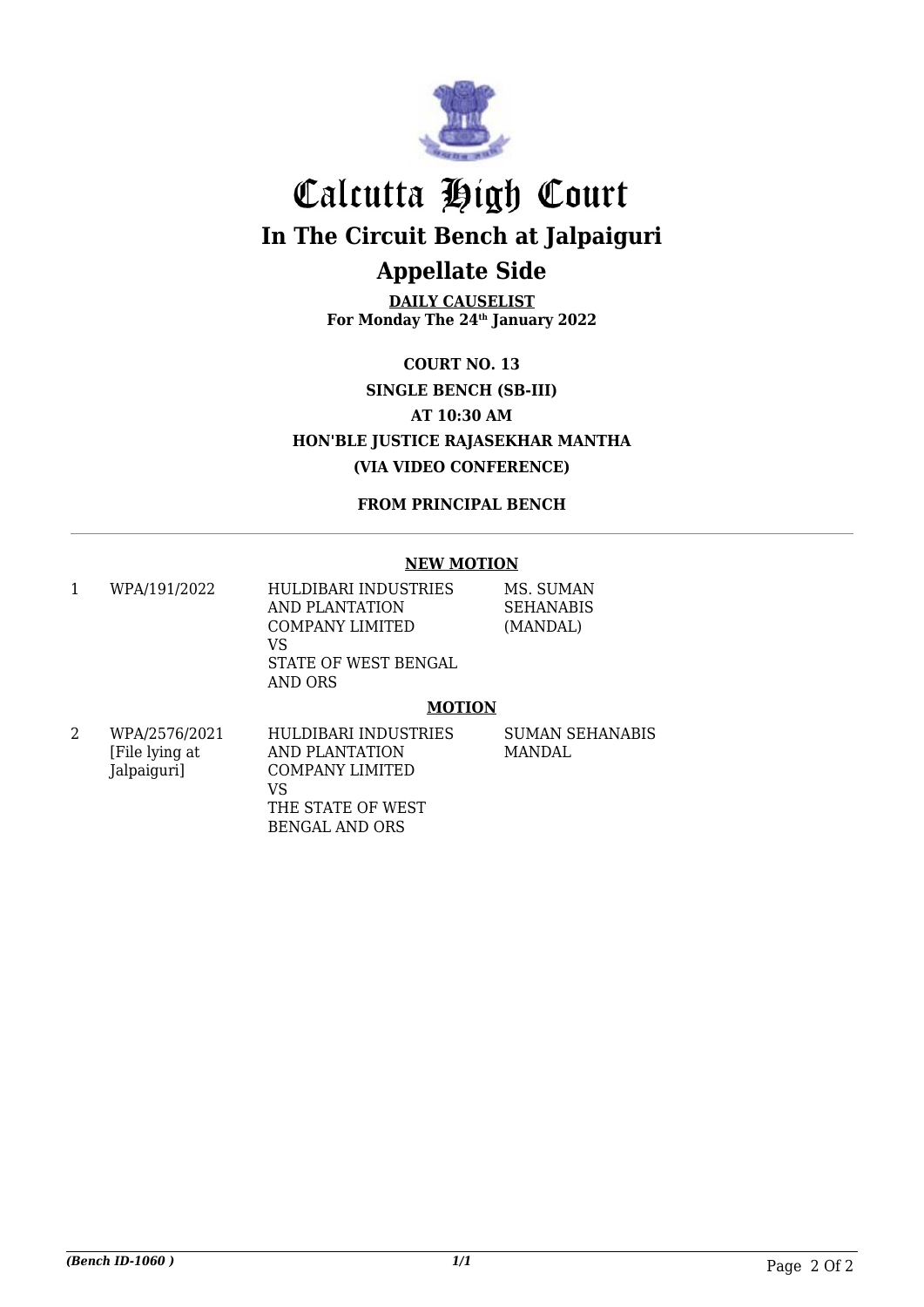# Calcutta High Court

## In The Circuit Bench at Jalpaiguri

## Appellate Side

**DAILY CAUSELIST**
**For Monday The 24th January 2022**

**COURT NO. 13**

**SINGLE BENCH (SB-III)**

**AT 10:30 AM**

**HON'BLE JUSTICE RAJASEKHAR MANTHA**

**(VIA VIDEO CONFERENCE)**

**FROM PRINCIPAL BENCH**

---

**NEW MOTION**

| | | | |
|---|---|---|---|
| 1 | WPA/191/2022 | HULDIBARI INDUSTRIES AND PLANTATION COMPANY LIMITED VS STATE OF WEST BENGAL AND ORS | MS. SUMAN SEHANABIS (MANDAL) |

**MOTION**

| | | | |
|---|---|---|---|
| 2 | WPA/2576/2021 [File lying at Jalpaiguri] | HULDIBARI INDUSTRIES AND PLANTATION COMPANY LIMITED VS THE STATE OF WEST BENGAL AND ORS | SUMAN SEHANABIS MANDAL |

*(Bench ID-1060 )*